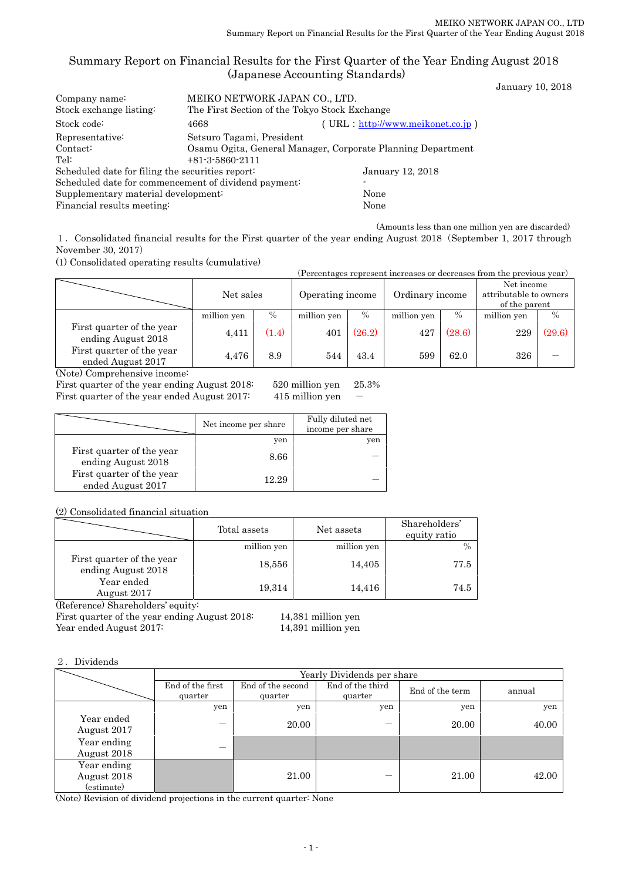# Summary Report on Financial Results for the First Quarter of the Year Ending August 2018 (Japanese Accounting Standards)

January 10, 2018

| | | |
|---|---|---|
| Company name: | MEIKO NETWORK JAPAN CO., LTD. | |
| Stock exchange listing: | The First Section of the Tokyo Stock Exchange | |
| Stock code: | 4668 | ( URL : http://www.meikonet.co.jp ) |
| Representative: | Setsuro Tagami, President | |
| Contact: | Osamu Ogita, General Manager, Corporate Planning Department | |
| Tel: | +81-3-5860-2111 | |
| Scheduled date for filing the securities report: | | January 12, 2018 |
| Scheduled date for commencement of dividend payment: | | - |
| Supplementary material development: | | None |
| Financial results meeting: | | None |

(Amounts less than one million yen are discarded)

1．Consolidated financial results for the First quarter of the year ending August 2018（September 1, 2017 through November 30, 2017）

(1) Consolidated operating results (cumulative)

(Percentages represent increases or decreases from the previous year)

| | Net sales | | Operating income | | Ordinary income | | Net income attributable to owners of the parent | |
|---|---|---|---|---|---|---|---|---|
| | million yen | % | million yen | % | million yen | % | million yen | % |
| First quarter of the year ending August 2018 | 4,411 | (1.4) | 401 | (26.2) | 427 | (28.6) | 229 | (29.6) |
| First quarter of the year ended August 2017 | 4,476 | 8.9 | 544 | 43.4 | 599 | 62.0 | 326 | ― |

(Note) Comprehensive income:
First quarter of the year ending August 2018: 520 million yen 25.3%
First quarter of the year ended August 2017: 415 million yen ―

| | Net income per share | Fully diluted net income per share |
|---|---|---|
| | yen | yen |
| First quarter of the year ending August 2018 | 8.66 | ― |
| First quarter of the year ended August 2017 | 12.29 | ― |

(2) Consolidated financial situation

| | Total assets | Net assets | Shareholders' equity ratio |
|---|---|---|---|
| | million yen | million yen | % |
| First quarter of the year ending August 2018 | 18,556 | 14,405 | 77.5 |
| Year ended August 2017 | 19,314 | 14,416 | 74.5 |

(Reference) Shareholders' equity:
First quarter of the year ending August 2018: 14,381 million yen
Year ended August 2017: 14,391 million yen

2．Dividends

| | Yearly Dividends per share | | | | |
|---|---|---|---|---|---|
| | End of the first quarter | End of the second quarter | End of the third quarter | End of the term | annual |
| | yen | yen | yen | yen | yen |
| Year ended August 2017 | ― | 20.00 | ― | 20.00 | 40.00 |
| Year ending August 2018 | ― | | | | |
| Year ending August 2018 (estimate) | | 21.00 | ― | 21.00 | 42.00 |

(Note) Revision of dividend projections in the current quarter: None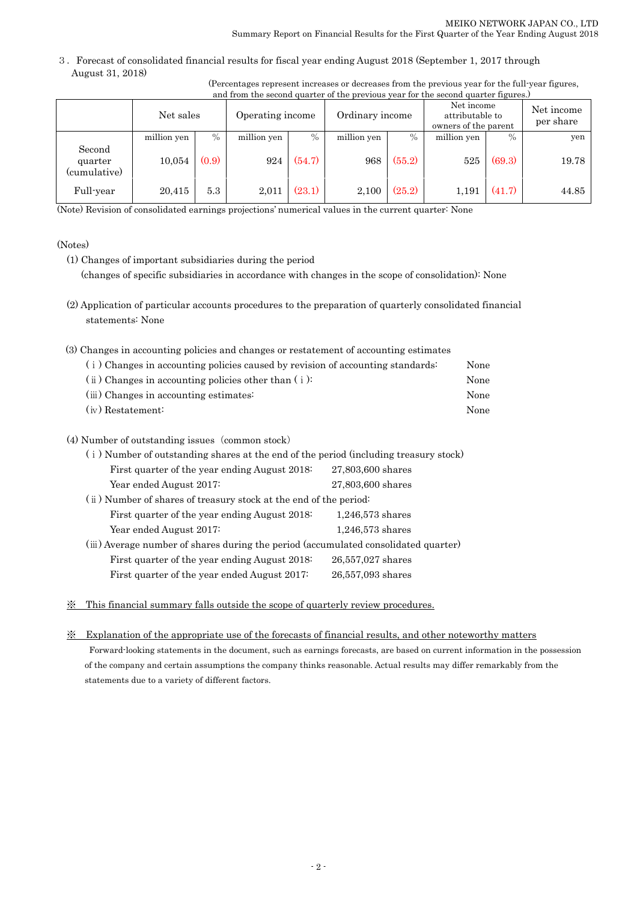3．Forecast of consolidated financial results for fiscal year ending August 2018 (September 1, 2017 through August 31, 2018)

(Percentages represent increases or decreases from the previous year for the full-year figures, and from the second quarter of the previous year for the second quarter figures.)

| | Net sales | | Operating income | | Ordinary income | | Net income attributable to owners of the parent | | Net income per share |
|---|---|---|---|---|---|---|---|---|---|
| | million yen | % | million yen | % | million yen | % | million yen | % | yen |
| Second quarter (cumulative) | 10,054 | (0.9) | 924 | (54.7) | 968 | (55.2) | 525 | (69.3) | 19.78 |
| Full-year | 20,415 | 5.3 | 2,011 | (23.1) | 2,100 | (25.2) | 1,191 | (41.7) | 44.85 |

(Note) Revision of consolidated earnings projections' numerical values in the current quarter: None

(Notes)

(1) Changes of important subsidiaries during the period
(changes of specific subsidiaries in accordance with changes in the scope of consolidation): None

(2) Application of particular accounts procedures to the preparation of quarterly consolidated financial statements: None

(3) Changes in accounting policies and changes or restatement of accounting estimates

- (ⅰ) Changes in accounting policies caused by revision of accounting standards: None
- (ⅱ) Changes in accounting policies other than (ⅰ): None
- (ⅲ) Changes in accounting estimates: None
- (ⅳ) Restatement: None

(4) Number of outstanding issues (common stock)

- (ⅰ) Number of outstanding shares at the end of the period (including treasury stock)
  - First quarter of the year ending August 2018: 27,803,600 shares
  - Year ended August 2017: 27,803,600 shares
- (ⅱ) Number of shares of treasury stock at the end of the period:
  - First quarter of the year ending August 2018: 1,246,573 shares
  - Year ended August 2017: 1,246,573 shares
- (ⅲ) Average number of shares during the period (accumulated consolidated quarter)
  - First quarter of the year ending August 2018: 26,557,027 shares
  - First quarter of the year ended August 2017: 26,557,093 shares

※ This financial summary falls outside the scope of quarterly review procedures.

※ Explanation of the appropriate use of the forecasts of financial results, and other noteworthy matters

Forward-looking statements in the document, such as earnings forecasts, are based on current information in the possession of the company and certain assumptions the company thinks reasonable. Actual results may differ remarkably from the statements due to a variety of different factors.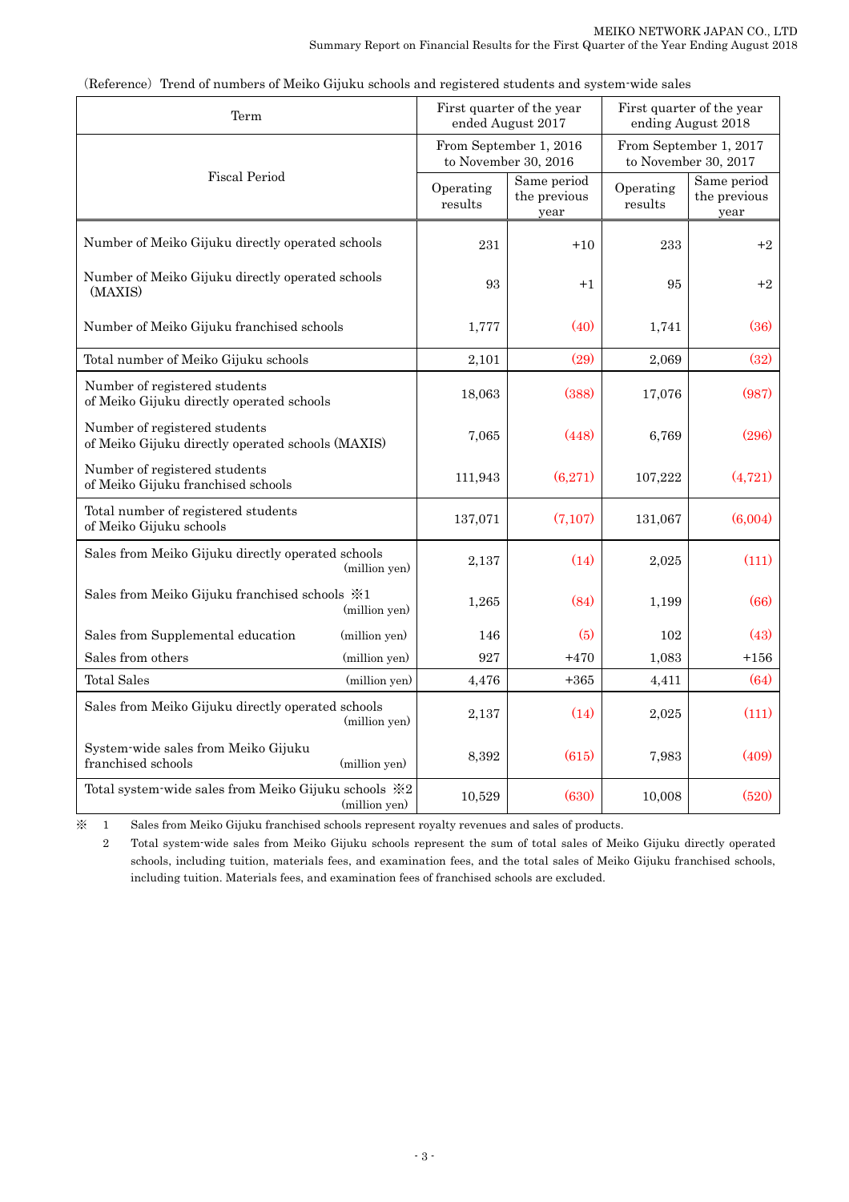（Reference）Trend of numbers of Meiko Gijuku schools and registered students and system-wide sales

| Term | First quarter of the year ended August 2017 | | First quarter of the year ending August 2018 | |
|---|---|---|---|---|
| Fiscal Period | From September 1, 2016 to November 30, 2016 | | From September 1, 2017 to November 30, 2017 | |
| | Operating results | Same period the previous year | Operating results | Same period the previous year |
| Number of Meiko Gijuku directly operated schools | 231 | +10 | 233 | +2 |
| Number of Meiko Gijuku directly operated schools (MAXIS) | 93 | +1 | 95 | +2 |
| Number of Meiko Gijuku franchised schools | 1,777 | (40) | 1,741 | (36) |
| Total number of Meiko Gijuku schools | 2,101 | (29) | 2,069 | (32) |
| Number of registered students of Meiko Gijuku directly operated schools | 18,063 | (388) | 17,076 | (987) |
| Number of registered students of Meiko Gijuku directly operated schools (MAXIS) | 7,065 | (448) | 6,769 | (296) |
| Number of registered students of Meiko Gijuku franchised schools | 111,943 | (6,271) | 107,222 | (4,721) |
| Total number of registered students of Meiko Gijuku schools | 137,071 | (7,107) | 131,067 | (6,004) |
| Sales from Meiko Gijuku directly operated schools (million yen) | 2,137 | (14) | 2,025 | (111) |
| Sales from Meiko Gijuku franchised schools ※1 (million yen) | 1,265 | (84) | 1,199 | (66) |
| Sales from Supplemental education (million yen) | 146 | (5) | 102 | (43) |
| Sales from others (million yen) | 927 | +470 | 1,083 | +156 |
| Total Sales (million yen) | 4,476 | +365 | 4,411 | (64) |
| Sales from Meiko Gijuku directly operated schools (million yen) | 2,137 | (14) | 2,025 | (111) |
| System-wide sales from Meiko Gijuku franchised schools (million yen) | 8,392 | (615) | 7,983 | (409) |
| Total system-wide sales from Meiko Gijuku schools ※2 (million yen) | 10,529 | (630) | 10,008 | (520) |

※ 1 Sales from Meiko Gijuku franchised schools represent royalty revenues and sales of products.

2 Total system-wide sales from Meiko Gijuku schools represent the sum of total sales of Meiko Gijuku directly operated schools, including tuition, materials fees, and examination fees, and the total sales of Meiko Gijuku franchised schools, including tuition. Materials fees, and examination fees of franchised schools are excluded.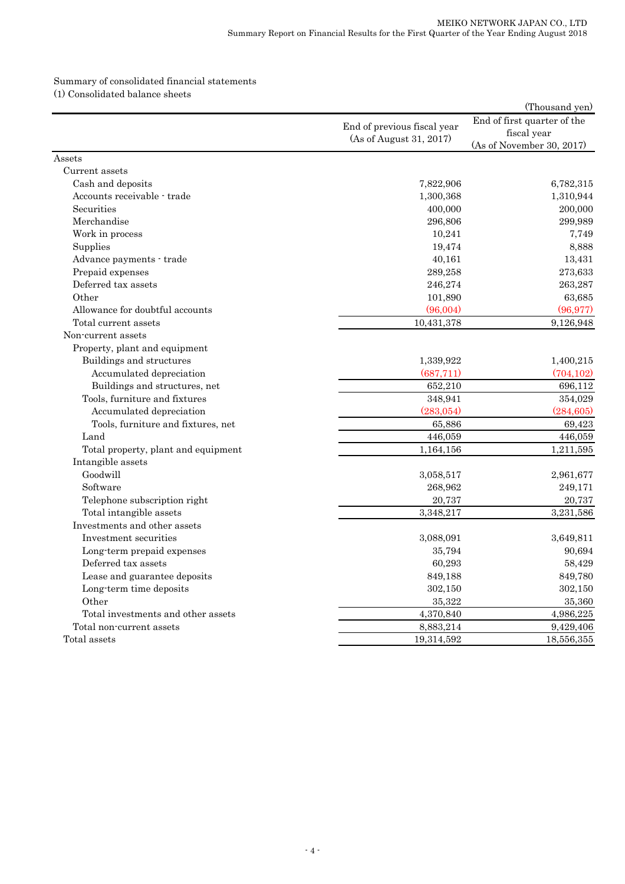Summary of consolidated financial statements

(1) Consolidated balance sheets

(Thousand yen)

| | End of previous fiscal year (As of August 31, 2017) | End of first quarter of the fiscal year (As of November 30, 2017) |
|---|---|---|
| Assets | | |
| Current assets | | |
| Cash and deposits | 7,822,906 | 6,782,315 |
| Accounts receivable - trade | 1,300,368 | 1,310,944 |
| Securities | 400,000 | 200,000 |
| Merchandise | 296,806 | 299,989 |
| Work in process | 10,241 | 7,749 |
| Supplies | 19,474 | 8,888 |
| Advance payments - trade | 40,161 | 13,431 |
| Prepaid expenses | 289,258 | 273,633 |
| Deferred tax assets | 246,274 | 263,287 |
| Other | 101,890 | 63,685 |
| Allowance for doubtful accounts | (96,004) | (96,977) |
| Total current assets | 10,431,378 | 9,126,948 |
| Non-current assets | | |
| Property, plant and equipment | | |
| Buildings and structures | 1,339,922 | 1,400,215 |
| Accumulated depreciation | (687,711) | (704,102) |
| Buildings and structures, net | 652,210 | 696,112 |
| Tools, furniture and fixtures | 348,941 | 354,029 |
| Accumulated depreciation | (283,054) | (284,605) |
| Tools, furniture and fixtures, net | 65,886 | 69,423 |
| Land | 446,059 | 446,059 |
| Total property, plant and equipment | 1,164,156 | 1,211,595 |
| Intangible assets | | |
| Goodwill | 3,058,517 | 2,961,677 |
| Software | 268,962 | 249,171 |
| Telephone subscription right | 20,737 | 20,737 |
| Total intangible assets | 3,348,217 | 3,231,586 |
| Investments and other assets | | |
| Investment securities | 3,088,091 | 3,649,811 |
| Long-term prepaid expenses | 35,794 | 90,694 |
| Deferred tax assets | 60,293 | 58,429 |
| Lease and guarantee deposits | 849,188 | 849,780 |
| Long-term time deposits | 302,150 | 302,150 |
| Other | 35,322 | 35,360 |
| Total investments and other assets | 4,370,840 | 4,986,225 |
| Total non-current assets | 8,883,214 | 9,429,406 |
| Total assets | 19,314,592 | 18,556,355 |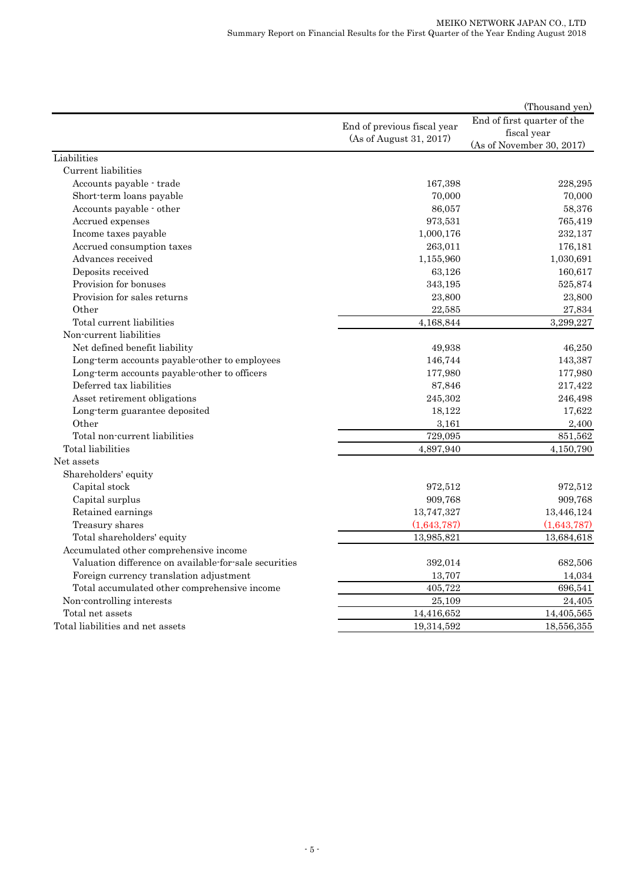(Thousand yen)

| | End of previous fiscal year (As of August 31, 2017) | End of first quarter of the fiscal year (As of November 30, 2017) |
|---|---|---|
| Liabilities | | |
| Current liabilities | | |
| Accounts payable - trade | 167,398 | 228,295 |
| Short-term loans payable | 70,000 | 70,000 |
| Accounts payable - other | 86,057 | 58,376 |
| Accrued expenses | 973,531 | 765,419 |
| Income taxes payable | 1,000,176 | 232,137 |
| Accrued consumption taxes | 263,011 | 176,181 |
| Advances received | 1,155,960 | 1,030,691 |
| Deposits received | 63,126 | 160,617 |
| Provision for bonuses | 343,195 | 525,874 |
| Provision for sales returns | 23,800 | 23,800 |
| Other | 22,585 | 27,834 |
| Total current liabilities | 4,168,844 | 3,299,227 |
| Non-current liabilities | | |
| Net defined benefit liability | 49,938 | 46,250 |
| Long-term accounts payable-other to employees | 146,744 | 143,387 |
| Long-term accounts payable-other to officers | 177,980 | 177,980 |
| Deferred tax liabilities | 87,846 | 217,422 |
| Asset retirement obligations | 245,302 | 246,498 |
| Long-term guarantee deposited | 18,122 | 17,622 |
| Other | 3,161 | 2,400 |
| Total non-current liabilities | 729,095 | 851,562 |
| Total liabilities | 4,897,940 | 4,150,790 |
| Net assets | | |
| Shareholders' equity | | |
| Capital stock | 972,512 | 972,512 |
| Capital surplus | 909,768 | 909,768 |
| Retained earnings | 13,747,327 | 13,446,124 |
| Treasury shares | (1,643,787) | (1,643,787) |
| Total shareholders' equity | 13,985,821 | 13,684,618 |
| Accumulated other comprehensive income | | |
| Valuation difference on available-for-sale securities | 392,014 | 682,506 |
| Foreign currency translation adjustment | 13,707 | 14,034 |
| Total accumulated other comprehensive income | 405,722 | 696,541 |
| Non-controlling interests | 25,109 | 24,405 |
| Total net assets | 14,416,652 | 14,405,565 |
| Total liabilities and net assets | 19,314,592 | 18,556,355 |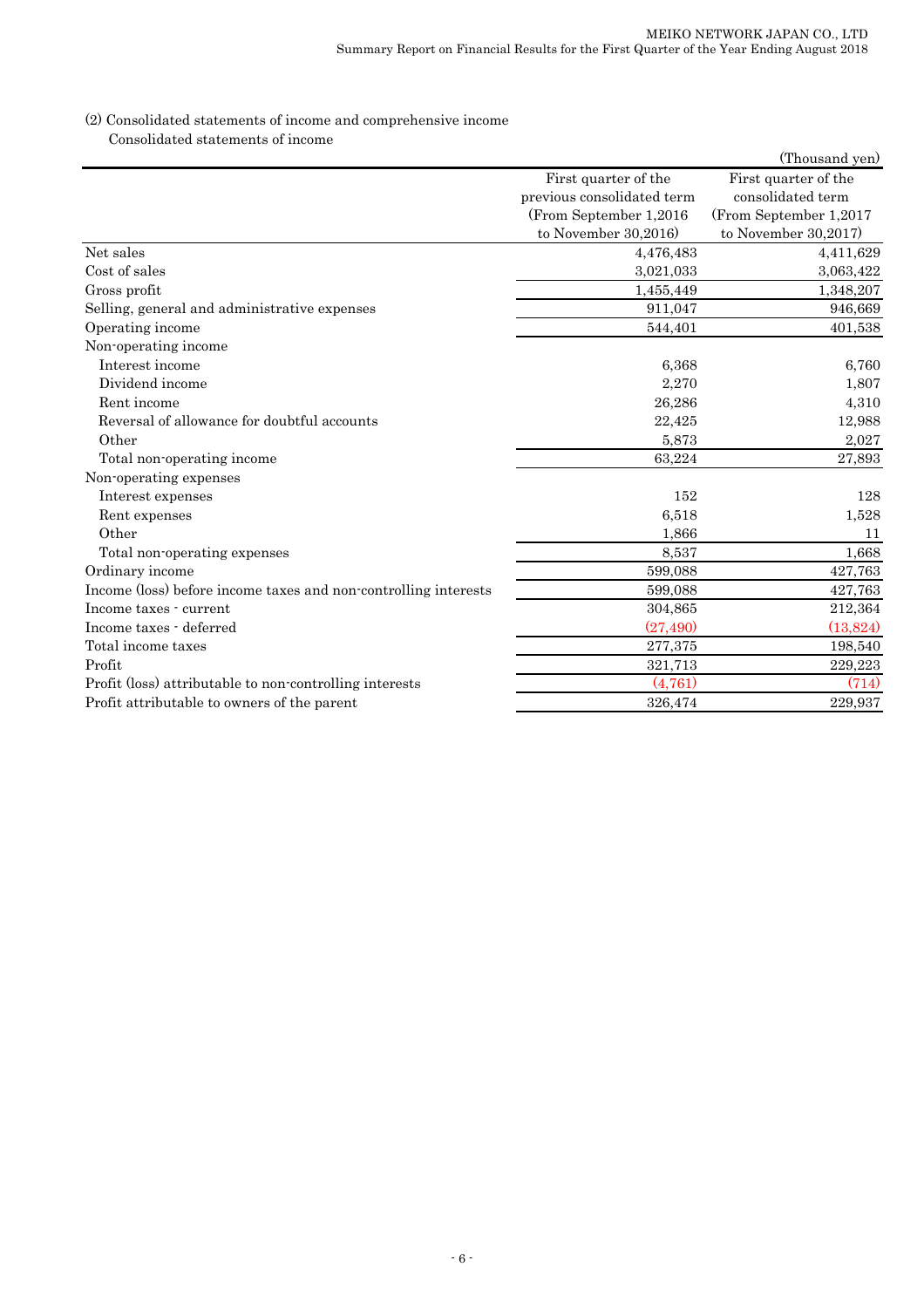(2) Consolidated statements of income and comprehensive income

Consolidated statements of income

(Thousand yen)

| | First quarter of the previous consolidated term (From September 1,2016 to November 30,2016) | First quarter of the consolidated term (From September 1,2017 to November 30,2017) |
|---|---|---|
| Net sales | 4,476,483 | 4,411,629 |
| Cost of sales | 3,021,033 | 3,063,422 |
| Gross profit | 1,455,449 | 1,348,207 |
| Selling, general and administrative expenses | 911,047 | 946,669 |
| Operating income | 544,401 | 401,538 |
| Non-operating income | | |
| Interest income | 6,368 | 6,760 |
| Dividend income | 2,270 | 1,807 |
| Rent income | 26,286 | 4,310 |
| Reversal of allowance for doubtful accounts | 22,425 | 12,988 |
| Other | 5,873 | 2,027 |
| Total non-operating income | 63,224 | 27,893 |
| Non-operating expenses | | |
| Interest expenses | 152 | 128 |
| Rent expenses | 6,518 | 1,528 |
| Other | 1,866 | 11 |
| Total non-operating expenses | 8,537 | 1,668 |
| Ordinary income | 599,088 | 427,763 |
| Income (loss) before income taxes and non-controlling interests | 599,088 | 427,763 |
| Income taxes - current | 304,865 | 212,364 |
| Income taxes - deferred | (27,490) | (13,824) |
| Total income taxes | 277,375 | 198,540 |
| Profit | 321,713 | 229,223 |
| Profit (loss) attributable to non-controlling interests | (4,761) | (714) |
| Profit attributable to owners of the parent | 326,474 | 229,937 |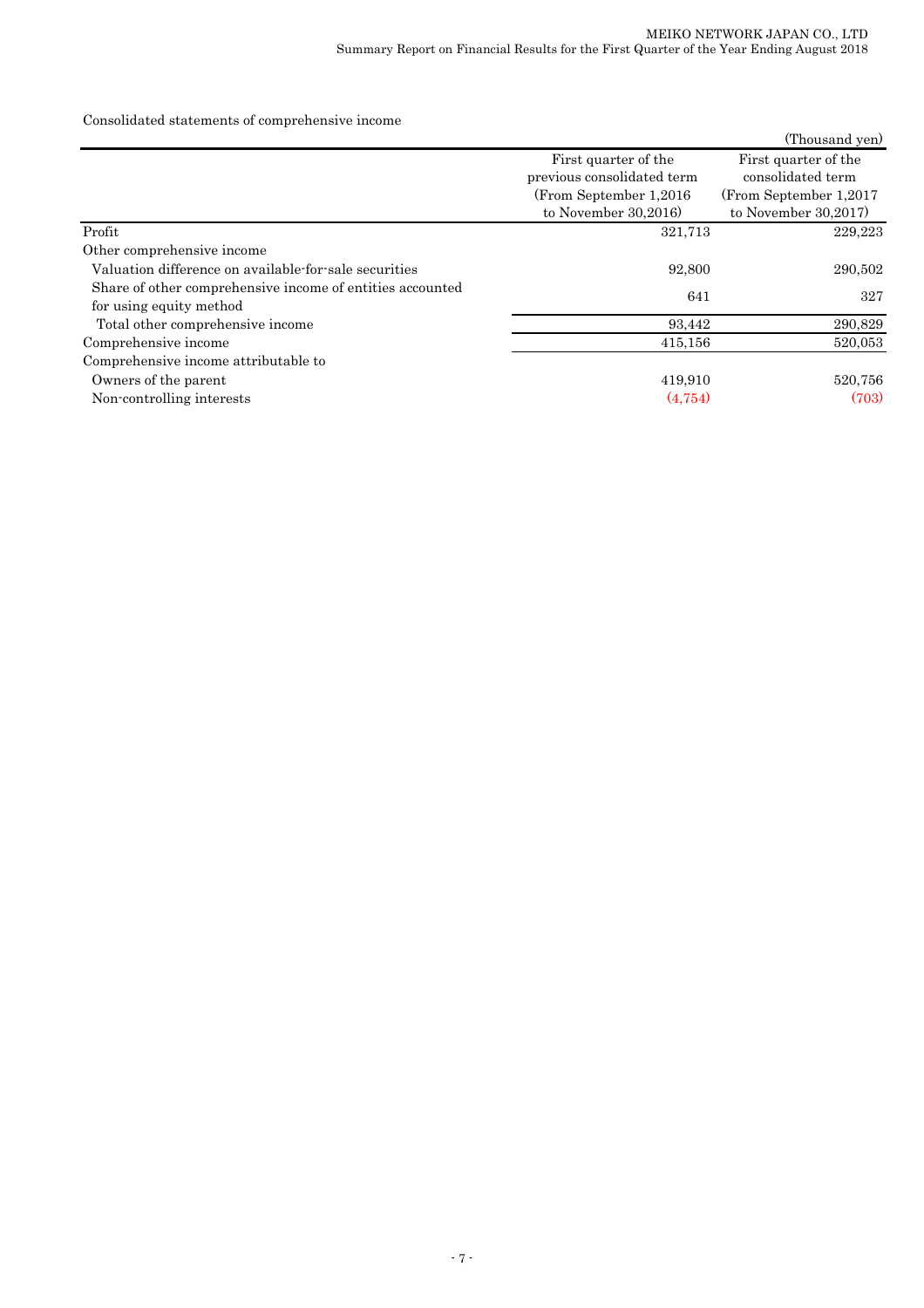Consolidated statements of comprehensive income

(Thousand yen)

| | First quarter of the previous consolidated term (From September 1,2016 to November 30,2016) | First quarter of the consolidated term (From September 1,2017 to November 30,2017) |
|---|---|---|
| Profit | 321,713 | 229,223 |
| Other comprehensive income | | |
| Valuation difference on available-for-sale securities | 92,800 | 290,502 |
| Share of other comprehensive income of entities accounted for using equity method | 641 | 327 |
| Total other comprehensive income | 93,442 | 290,829 |
| Comprehensive income | 415,156 | 520,053 |
| Comprehensive income attributable to | | |
| Owners of the parent | 419,910 | 520,756 |
| Non-controlling interests | (4,754) | (703) |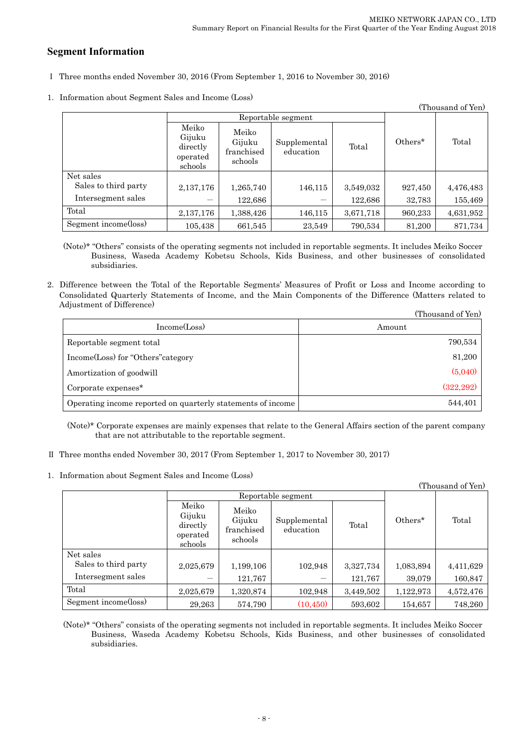## Segment Information

Ⅰ Three months ended November 30, 2016 (From September 1, 2016 to November 30, 2016)

1. Information about Segment Sales and Income (Loss)

(Thousand of Yen)

| | Reportable segment | | | | Others* | Total |
|---|---|---|---|---|---|---|
| | Meiko Gijuku directly operated schools | Meiko Gijuku franchised schools | Supplemental education | Total | | |
| Net sales | | | | | | |
| Sales to third party | 2,137,176 | 1,265,740 | 146,115 | 3,549,032 | 927,450 | 4,476,483 |
| Intersegment sales | — | 122,686 | — | 122,686 | 32,783 | 155,469 |
| Total | 2,137,176 | 1,388,426 | 146,115 | 3,671,718 | 960,233 | 4,631,952 |
| Segment income(loss) | 105,438 | 661,545 | 23,549 | 790,534 | 81,200 | 871,734 |

(Note)* "Others" consists of the operating segments not included in reportable segments. It includes Meiko Soccer Business, Waseda Academy Kobetsu Schools, Kids Business, and other businesses of consolidated subsidiaries.

2. Difference between the Total of the Reportable Segments' Measures of Profit or Loss and Income according to Consolidated Quarterly Statements of Income, and the Main Components of the Difference (Matters related to Adjustment of Difference)

(Thousand of Yen)

| Income(Loss) | Amount |
|---|---|
| Reportable segment total | 790,534 |
| Income(Loss) for "Others"category | 81,200 |
| Amortization of goodwill | (5,040) |
| Corporate expenses* | (322,292) |
| Operating income reported on quarterly statements of income | 544,401 |

(Note)* Corporate expenses are mainly expenses that relate to the General Affairs section of the parent company that are not attributable to the reportable segment.

Ⅱ Three months ended November 30, 2017 (From September 1, 2017 to November 30, 2017)

1. Information about Segment Sales and Income (Loss)

(Thousand of Yen)

| | Reportable segment | | | | Others* | Total |
|---|---|---|---|---|---|---|
| | Meiko Gijuku directly operated schools | Meiko Gijuku franchised schools | Supplemental education | Total | | |
| Net sales | | | | | | |
| Sales to third party | 2,025,679 | 1,199,106 | 102,948 | 3,327,734 | 1,083,894 | 4,411,629 |
| Intersegment sales | — | 121,767 | — | 121,767 | 39,079 | 160,847 |
| Total | 2,025,679 | 1,320,874 | 102,948 | 3,449,502 | 1,122,973 | 4,572,476 |
| Segment income(loss) | 29,263 | 574,790 | (10,450) | 593,602 | 154,657 | 748,260 |

(Note)* "Others" consists of the operating segments not included in reportable segments. It includes Meiko Soccer Business, Waseda Academy Kobetsu Schools, Kids Business, and other businesses of consolidated subsidiaries.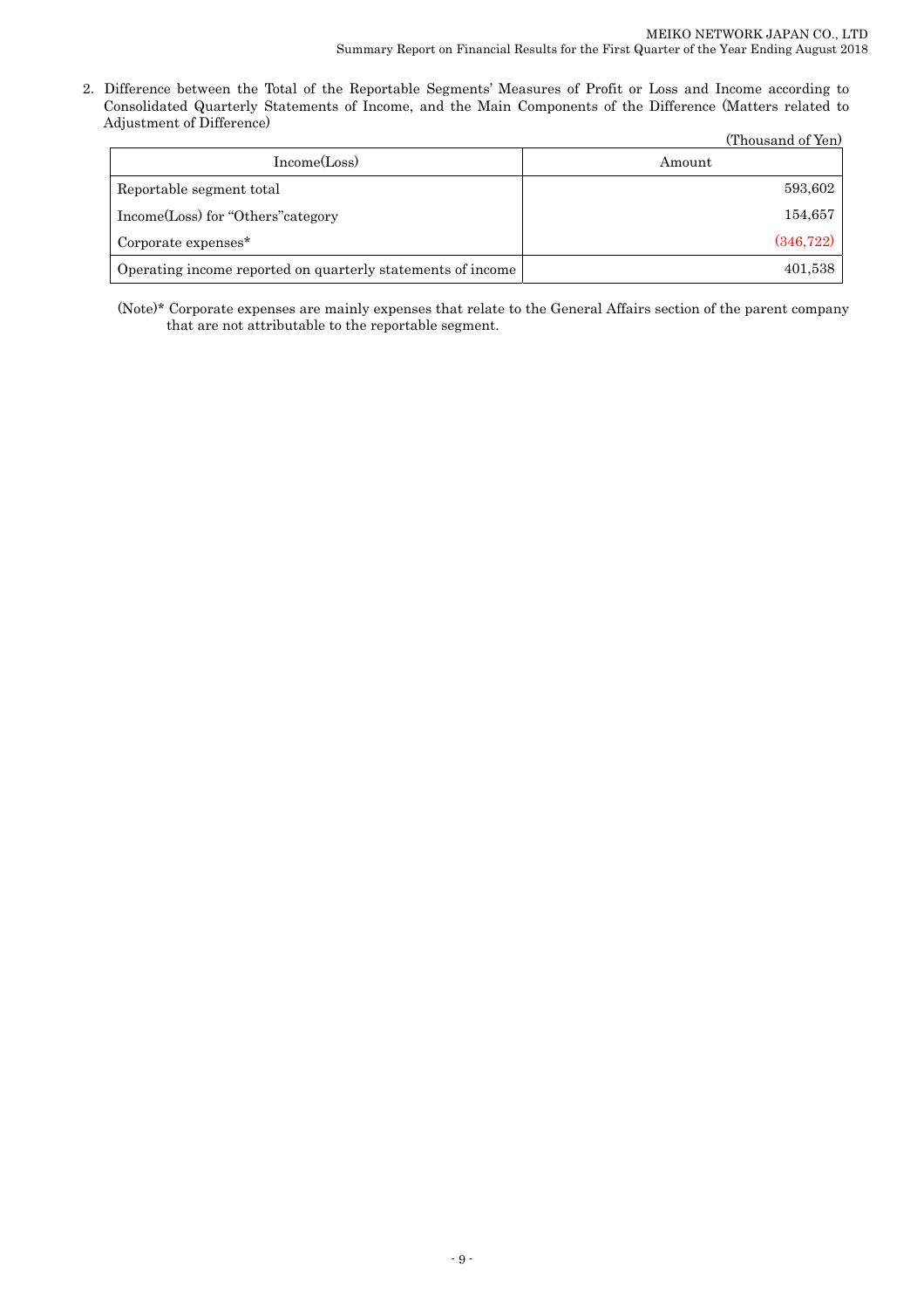2. Difference between the Total of the Reportable Segments' Measures of Profit or Loss and Income according to Consolidated Quarterly Statements of Income, and the Main Components of the Difference (Matters related to Adjustment of Difference)

(Thousand of Yen)

| Income(Loss) | Amount |
|---|---|
| Reportable segment total | 593,602 |
| Income(Loss) for "Others"category | 154,657 |
| Corporate expenses* | (346,722) |
| Operating income reported on quarterly statements of income | 401,538 |

(Note)* Corporate expenses are mainly expenses that relate to the General Affairs section of the parent company that are not attributable to the reportable segment.